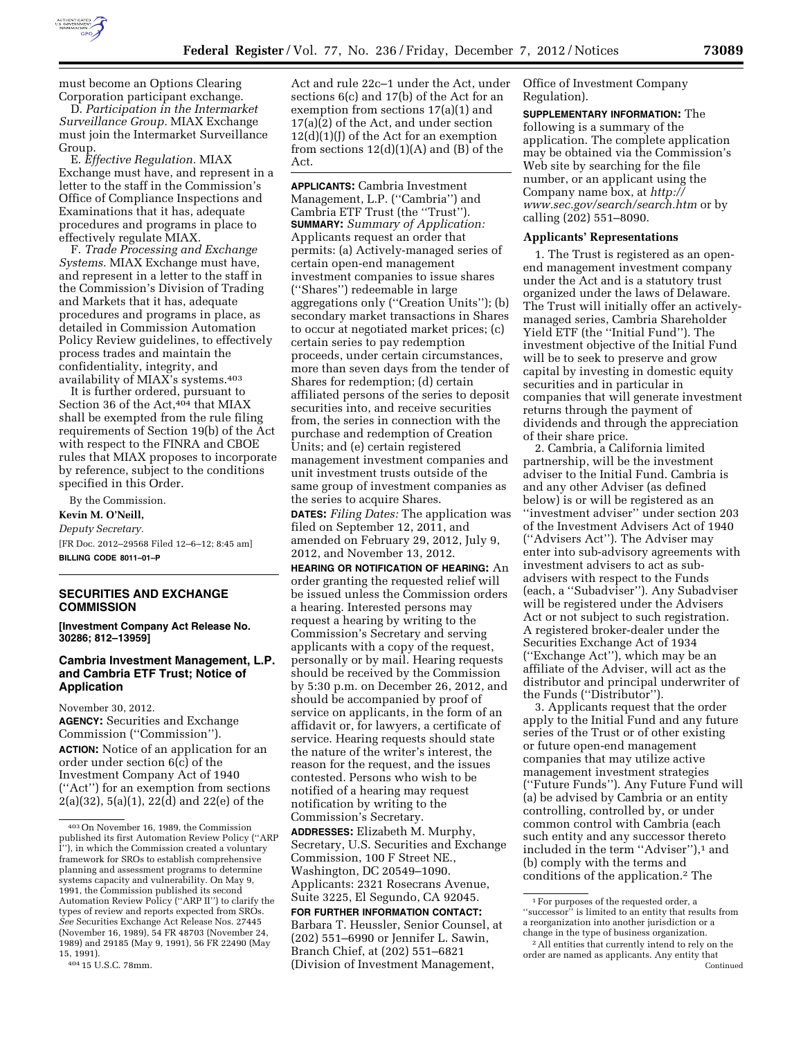must become an Options Clearing Corporation participant exchange.

D. *Participation in the Intermarket Surveillance Group.* MIAX Exchange must join the Intermarket Surveillance Group.

E. *Effective Regulation.* MIAX Exchange must have, and represent in a letter to the staff in the Commission's Office of Compliance Inspections and Examinations that it has, adequate procedures and programs in place to effectively regulate MIAX.

F. *Trade Processing and Exchange Systems.* MIAX Exchange must have, and represent in a letter to the staff in the Commission's Division of Trading and Markets that it has, adequate procedures and programs in place, as detailed in Commission Automation Policy Review guidelines, to effectively process trades and maintain the confidentiality, integrity, and availability of MIAX's systems.[403]

It is further ordered, pursuant to Section 36 of the Act,[404] that MIAX shall be exempted from the rule filing requirements of Section 19(b) of the Act with respect to the FINRA and CBOE rules that MIAX proposes to incorporate by reference, subject to the conditions specified in this Order.

By the Commission.

**Kevin M. O'Neill,**

*Deputy Secretary.*

[FR Doc. 2012–29568 Filed 12–6–12; 8:45 am]

**BILLING CODE 8011–01–P**

[403] On November 16, 1989, the Commission published its first Automation Review Policy ("ARP I"), in which the Commission created a voluntary framework for SROs to establish comprehensive planning and assessment programs to determine systems capacity and vulnerability. On May 9, 1991, the Commission published its second Automation Review Policy ("ARP II") to clarify the types of review and reports expected from SROs. *See* Securities Exchange Act Release Nos. 27445 (November 16, 1989), 54 FR 48703 (November 24, 1989) and 29185 (May 9, 1991), 56 FR 22490 (May 15, 1991).

[404] 15 U.S.C. 78mm.

## SECURITIES AND EXCHANGE COMMISSION

**[Investment Company Act Release No. 30286; 812–13959]**

## Cambria Investment Management, L.P. and Cambria ETF Trust; Notice of Application

November 30, 2012.

**AGENCY:** Securities and Exchange Commission ("Commission").

**ACTION:** Notice of an application for an order under section 6(c) of the Investment Company Act of 1940 ("Act") for an exemption from sections 2(a)(32), 5(a)(1), 22(d) and 22(e) of the Act and rule 22c–1 under the Act, under sections 6(c) and 17(b) of the Act for an exemption from sections 17(a)(1) and 17(a)(2) of the Act, and under section 12(d)(1)(J) of the Act for an exemption from sections 12(d)(1)(A) and (B) of the Act.

**APPLICANTS:** Cambria Investment Management, L.P. ("Cambria") and Cambria ETF Trust (the "Trust").

**SUMMARY:** *Summary of Application:* Applicants request an order that permits: (a) Actively-managed series of certain open-end management investment companies to issue shares ("Shares") redeemable in large aggregations only ("Creation Units"); (b) secondary market transactions in Shares to occur at negotiated market prices; (c) certain series to pay redemption proceeds, under certain circumstances, more than seven days from the tender of Shares for redemption; (d) certain affiliated persons of the series to deposit securities into, and receive securities from, the series in connection with the purchase and redemption of Creation Units; and (e) certain registered management investment companies and unit investment trusts outside of the same group of investment companies as the series to acquire Shares.

**DATES:** *Filing Dates:* The application was filed on September 12, 2011, and amended on February 29, 2012, July 9, 2012, and November 13, 2012.

**HEARING OR NOTIFICATION OF HEARING:** An order granting the requested relief will be issued unless the Commission orders a hearing. Interested persons may request a hearing by writing to the Commission's Secretary and serving applicants with a copy of the request, personally or by mail. Hearing requests should be received by the Commission by 5:30 p.m. on December 26, 2012, and should be accompanied by proof of service on applicants, in the form of an affidavit or, for lawyers, a certificate of service. Hearing requests should state the nature of the writer's interest, the reason for the request, and the issues contested. Persons who wish to be notified of a hearing may request notification by writing to the Commission's Secretary.

**ADDRESSES:** Elizabeth M. Murphy, Secretary, U.S. Securities and Exchange Commission, 100 F Street NE., Washington, DC 20549–1090. Applicants: 2321 Rosecrans Avenue, Suite 3225, El Segundo, CA 92045.

**FOR FURTHER INFORMATION CONTACT:** Barbara T. Heussler, Senior Counsel, at (202) 551–6990 or Jennifer L. Sawin, Branch Chief, at (202) 551–6821 (Division of Investment Management, Office of Investment Company Regulation).

**SUPPLEMENTARY INFORMATION:** The following is a summary of the application. The complete application may be obtained via the Commission's Web site by searching for the file number, or an applicant using the Company name box, at *http://www.sec.gov/search/search.htm* or by calling (202) 551–8090.

### Applicants' Representations

1. The Trust is registered as an open-end management investment company under the Act and is a statutory trust organized under the laws of Delaware. The Trust will initially offer an actively-managed series, Cambria Shareholder Yield ETF (the "Initial Fund"). The investment objective of the Initial Fund will be to seek to preserve and grow capital by investing in domestic equity securities and in particular in companies that will generate investment returns through the payment of dividends and through the appreciation of their share price.

2. Cambria, a California limited partnership, will be the investment adviser to the Initial Fund. Cambria is and any other Adviser (as defined below) is or will be registered as an "investment adviser" under section 203 of the Investment Advisers Act of 1940 ("Advisers Act"). The Adviser may enter into sub-advisory agreements with investment advisers to act as sub-advisers with respect to the Funds (each, a "Subadviser"). Any Subadviser will be registered under the Advisers Act or not subject to such registration. A registered broker-dealer under the Securities Exchange Act of 1934 ("Exchange Act"), which may be an affiliate of the Adviser, will act as the distributor and principal underwriter of the Funds ("Distributor").

3. Applicants request that the order apply to the Initial Fund and any future series of the Trust or of other existing or future open-end management companies that may utilize active management investment strategies ("Future Funds"). Any Future Fund will (a) be advised by Cambria or an entity controlling, controlled by, or under common control with Cambria (each such entity and any successor thereto included in the term "Adviser"),[1] and (b) comply with the terms and conditions of the application.[2] The

[1] For purposes of the requested order, a "successor" is limited to an entity that results from a reorganization into another jurisdiction or a change in the type of business organization.

[2] All entities that currently intend to rely on the order are named as applicants. Any entity that Continued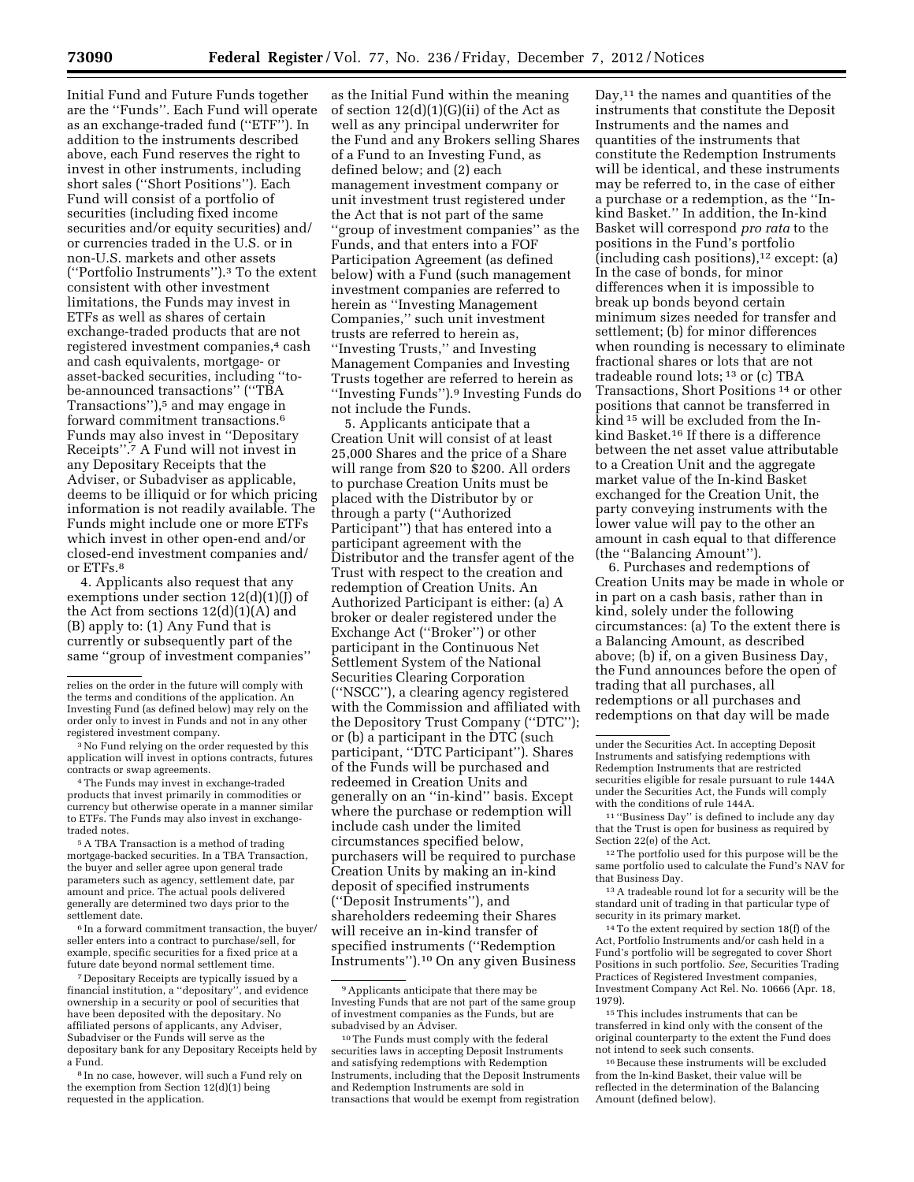Initial Fund and Future Funds together are the ''Funds''. Each Fund will operate as an exchange-traded fund (''ETF''). In addition to the instruments described above, each Fund reserves the right to invest in other instruments, including short sales (''Short Positions''). Each Fund will consist of a portfolio of securities (including fixed income securities and/or equity securities) and/or currencies traded in the U.S. or in non-U.S. markets and other assets (''Portfolio Instruments'').[3] To the extent consistent with other investment limitations, the Funds may invest in ETFs as well as shares of certain exchange-traded products that are not registered investment companies,[4] cash and cash equivalents, mortgage- or asset-backed securities, including ''to-be-announced transactions'' (''TBA Transactions''),[5] and may engage in forward commitment transactions.[6] Funds may also invest in ''Depositary Receipts''.[7] A Fund will not invest in any Depositary Receipts that the Adviser, or Subadviser as applicable, deems to be illiquid or for which pricing information is not readily available. The Funds might include one or more ETFs which invest in other open-end and/or closed-end investment companies and/or ETFs.[8]

4. Applicants also request that any exemptions under section 12(d)(1)(J) of the Act from sections 12(d)(1)(A) and (B) apply to: (1) Any Fund that is currently or subsequently part of the same ''group of investment companies'' as the Initial Fund within the meaning of section 12(d)(1)(G)(ii) of the Act as well as any principal underwriter for the Fund and any Brokers selling Shares of a Fund to an Investing Fund, as defined below; and (2) each management investment company or unit investment trust registered under the Act that is not part of the same ''group of investment companies'' as the Funds, and that enters into a FOF Participation Agreement (as defined below) with a Fund (such management investment companies are referred to herein as ''Investing Management Companies,'' such unit investment trusts are referred to herein as, ''Investing Trusts,'' and Investing Management Companies and Investing Trusts together are referred to herein as ''Investing Funds'').[9] Investing Funds do not include the Funds.

5. Applicants anticipate that a Creation Unit will consist of at least 25,000 Shares and the price of a Share will range from $20 to $200. All orders to purchase Creation Units must be placed with the Distributor by or through a party (''Authorized Participant'') that has entered into a participant agreement with the Distributor and the transfer agent of the Trust with respect to the creation and redemption of Creation Units. An Authorized Participant is either: (a) A broker or dealer registered under the Exchange Act (''Broker'') or other participant in the Continuous Net Settlement System of the National Securities Clearing Corporation (''NSCC''), a clearing agency registered with the Commission and affiliated with the Depository Trust Company (''DTC''); or (b) a participant in the DTC (such participant, ''DTC Participant''). Shares of the Funds will be purchased and redeemed in Creation Units and generally on an ''in-kind'' basis. Except where the purchase or redemption will include cash under the limited circumstances specified below, purchasers will be required to purchase Creation Units by making an in-kind deposit of specified instruments (''Deposit Instruments''), and shareholders redeeming their Shares will receive an in-kind transfer of specified instruments (''Redemption Instruments'').[10] On any given Business Day,[11] the names and quantities of the instruments that constitute the Deposit Instruments and the names and quantities of the instruments that constitute the Redemption Instruments will be identical, and these instruments may be referred to, in the case of either a purchase or a redemption, as the ''In-kind Basket.'' In addition, the In-kind Basket will correspond *pro rata* to the positions in the Fund's portfolio (including cash positions),[12] except: (a) In the case of bonds, for minor differences when it is impossible to break up bonds beyond certain minimum sizes needed for transfer and settlement; (b) for minor differences when rounding is necessary to eliminate fractional shares or lots that are not tradeable round lots; [13] or (c) TBA Transactions, Short Positions [14] or other positions that cannot be transferred in kind [15] will be excluded from the In-kind Basket.[16] If there is a difference between the net asset value attributable to a Creation Unit and the aggregate market value of the In-kind Basket exchanged for the Creation Unit, the party conveying instruments with the lower value will pay to the other an amount in cash equal to that difference (the ''Balancing Amount'').

6. Purchases and redemptions of Creation Units may be made in whole or in part on a cash basis, rather than in kind, solely under the following circumstances: (a) To the extent there is a Balancing Amount, as described above; (b) if, on a given Business Day, the Fund announces before the open of trading that all purchases, all redemptions or all purchases and redemptions on that day will be made

---

relies on the order in the future will comply with the terms and conditions of the application. An Investing Fund (as defined below) may rely on the order only to invest in Funds and not in any other registered investment company.

[3] No Fund relying on the order requested by this application will invest in options contracts, futures contracts or swap agreements.

[4] The Funds may invest in exchange-traded products that invest primarily in commodities or currency but otherwise operate in a manner similar to ETFs. The Funds may also invest in exchange-traded notes.

[5] A TBA Transaction is a method of trading mortgage-backed securities. In a TBA Transaction, the buyer and seller agree upon general trade parameters such as agency, settlement date, par amount and price. The actual pools delivered generally are determined two days prior to the settlement date.

[6] In a forward commitment transaction, the buyer/seller enters into a contract to purchase/sell, for example, specific securities for a fixed price at a future date beyond normal settlement time.

[7] Depositary Receipts are typically issued by a financial institution, a ''depositary'', and evidence ownership in a security or pool of securities that have been deposited with the depositary. No affiliated persons of applicants, any Adviser, Subadviser or the Funds will serve as the depositary bank for any Depositary Receipts held by a Fund.

[8] In no case, however, will such a Fund rely on the exemption from Section 12(d)(1) being requested in the application.

[9] Applicants anticipate that there may be Investing Funds that are not part of the same group of investment companies as the Funds, but are subadvised by an Adviser.

[10] The Funds must comply with the federal securities laws in accepting Deposit Instruments and satisfying redemptions with Redemption Instruments, including that the Deposit Instruments and Redemption Instruments are sold in transactions that would be exempt from registration under the Securities Act. In accepting Deposit Instruments and satisfying redemptions with Redemption Instruments that are restricted securities eligible for resale pursuant to rule 144A under the Securities Act, the Funds will comply with the conditions of rule 144A.

[11] ''Business Day'' is defined to include any day that the Trust is open for business as required by Section 22(e) of the Act.

[12] The portfolio used for this purpose will be the same portfolio used to calculate the Fund's NAV for that Business Day.

[13] A tradeable round lot for a security will be the standard unit of trading in that particular type of security in its primary market.

[14] To the extent required by section 18(f) of the Act, Portfolio Instruments and/or cash held in a Fund's portfolio will be segregated to cover Short Positions in such portfolio. *See,* Securities Trading Practices of Registered Investment companies, Investment Company Act Rel. No. 10666 (Apr. 18, 1979).

[15] This includes instruments that can be transferred in kind only with the consent of the original counterparty to the extent the Fund does not intend to seek such consents.

[16] Because these instruments will be excluded from the In-kind Basket, their value will be reflected in the determination of the Balancing Amount (defined below).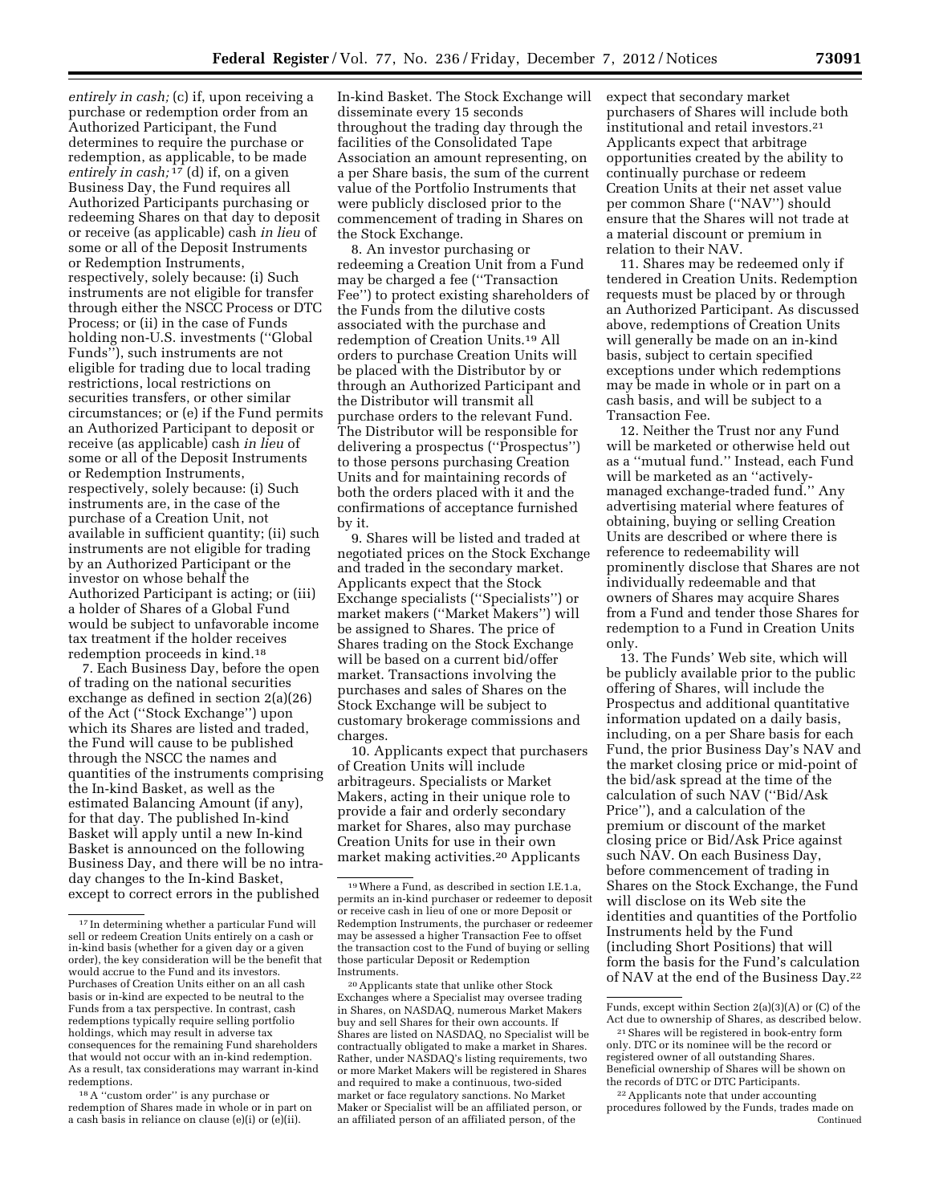*entirely in cash;* (c) if, upon receiving a purchase or redemption order from an Authorized Participant, the Fund determines to require the purchase or redemption, as applicable, to be made *entirely in cash;*[17] (d) if, on a given Business Day, the Fund requires all Authorized Participants purchasing or redeeming Shares on that day to deposit or receive (as applicable) cash *in lieu* of some or all of the Deposit Instruments or Redemption Instruments, respectively, solely because: (i) Such instruments are not eligible for transfer through either the NSCC Process or DTC Process; or (ii) in the case of Funds holding non-U.S. investments (''Global Funds''), such instruments are not eligible for trading due to local trading restrictions, local restrictions on securities transfers, or other similar circumstances; or (e) if the Fund permits an Authorized Participant to deposit or receive (as applicable) cash *in lieu* of some or all of the Deposit Instruments or Redemption Instruments, respectively, solely because: (i) Such instruments are, in the case of the purchase of a Creation Unit, not available in sufficient quantity; (ii) such instruments are not eligible for trading by an Authorized Participant or the investor on whose behalf the Authorized Participant is acting; or (iii) a holder of Shares of a Global Fund would be subject to unfavorable income tax treatment if the holder receives redemption proceeds in kind.[18]

7. Each Business Day, before the open of trading on the national securities exchange as defined in section 2(a)(26) of the Act (''Stock Exchange'') upon which its Shares are listed and traded, the Fund will cause to be published through the NSCC the names and quantities of the instruments comprising the In-kind Basket, as well as the estimated Balancing Amount (if any), for that day. The published In-kind Basket will apply until a new In-kind Basket is announced on the following Business Day, and there will be no intra-day changes to the In-kind Basket, except to correct errors in the published In-kind Basket. The Stock Exchange will disseminate every 15 seconds throughout the trading day through the facilities of the Consolidated Tape Association an amount representing, on a per Share basis, the sum of the current value of the Portfolio Instruments that were publicly disclosed prior to the commencement of trading in Shares on the Stock Exchange.

8. An investor purchasing or redeeming a Creation Unit from a Fund may be charged a fee (''Transaction Fee'') to protect existing shareholders of the Funds from the dilutive costs associated with the purchase and redemption of Creation Units.[19] All orders to purchase Creation Units will be placed with the Distributor by or through an Authorized Participant and the Distributor will transmit all purchase orders to the relevant Fund. The Distributor will be responsible for delivering a prospectus (''Prospectus'') to those persons purchasing Creation Units and for maintaining records of both the orders placed with it and the confirmations of acceptance furnished by it.

9. Shares will be listed and traded at negotiated prices on the Stock Exchange and traded in the secondary market. Applicants expect that the Stock Exchange specialists (''Specialists'') or market makers (''Market Makers'') will be assigned to Shares. The price of Shares trading on the Stock Exchange will be based on a current bid/offer market. Transactions involving the purchases and sales of Shares on the Stock Exchange will be subject to customary brokerage commissions and charges.

10. Applicants expect that purchasers of Creation Units will include arbitrageurs. Specialists or Market Makers, acting in their unique role to provide a fair and orderly secondary market for Shares, also may purchase Creation Units for use in their own market making activities.[20] Applicants expect that secondary market purchasers of Shares will include both institutional and retail investors.[21] Applicants expect that arbitrage opportunities created by the ability to continually purchase or redeem Creation Units at their net asset value per common Share (''NAV'') should ensure that the Shares will not trade at a material discount or premium in relation to their NAV.

11. Shares may be redeemed only if tendered in Creation Units. Redemption requests must be placed by or through an Authorized Participant. As discussed above, redemptions of Creation Units will generally be made on an in-kind basis, subject to certain specified exceptions under which redemptions may be made in whole or in part on a cash basis, and will be subject to a Transaction Fee.

12. Neither the Trust nor any Fund will be marketed or otherwise held out as a ''mutual fund.'' Instead, each Fund will be marketed as an ''actively-managed exchange-traded fund.'' Any advertising material where features of obtaining, buying or selling Creation Units are described or where there is reference to redeemability will prominently disclose that Shares are not individually redeemable and that owners of Shares may acquire Shares from a Fund and tender those Shares for redemption to a Fund in Creation Units only.

13. The Funds' Web site, which will be publicly available prior to the public offering of Shares, will include the Prospectus and additional quantitative information updated on a daily basis, including, on a per Share basis for each Fund, the prior Business Day's NAV and the market closing price or mid-point of the bid/ask spread at the time of the calculation of such NAV (''Bid/Ask Price''), and a calculation of the premium or discount of the market closing price or Bid/Ask Price against such NAV. On each Business Day, before commencement of trading in Shares on the Stock Exchange, the Fund will disclose on its Web site the identities and quantities of the Portfolio Instruments held by the Fund (including Short Positions) that will form the basis for the Fund's calculation of NAV at the end of the Business Day.[22]

---

[17] In determining whether a particular Fund will sell or redeem Creation Units entirely on a cash or in-kind basis (whether for a given day or a given order), the key consideration will be the benefit that would accrue to the Fund and its investors. Purchases of Creation Units either on an all cash basis or in-kind are expected to be neutral to the Funds from a tax perspective. In contrast, cash redemptions typically require selling portfolio holdings, which may result in adverse tax consequences for the remaining Fund shareholders that would not occur with an in-kind redemption. As a result, tax considerations may warrant in-kind redemptions.

[18] A ''custom order'' is any purchase or redemption of Shares made in whole or in part on a cash basis in reliance on clause (e)(i) or (e)(ii).

[19] Where a Fund, as described in section I.E.1.a, permits an in-kind purchaser or redeemer to deposit or receive cash in lieu of one or more Deposit or Redemption Instruments, the purchaser or redeemer may be assessed a higher Transaction Fee to offset the transaction cost to the Fund of buying or selling those particular Deposit or Redemption Instruments.

[20] Applicants state that unlike other Stock Exchanges where a Specialist may oversee trading in Shares, on NASDAQ, numerous Market Makers buy and sell Shares for their own accounts. If Shares are listed on NASDAQ, no Specialist will be contractually obligated to make a market in Shares. Rather, under NASDAQ's listing requirements, two or more Market Makers will be registered in Shares and required to make a continuous, two-sided market or face regulatory sanctions. No Market Maker or Specialist will be an affiliated person, or an affiliated person of an affiliated person, of the Funds, except within Section 2(a)(3)(A) or (C) of the Act due to ownership of Shares, as described below.

[21] Shares will be registered in book-entry form only. DTC or its nominee will be the record or registered owner of all outstanding Shares. Beneficial ownership of Shares will be shown on the records of DTC or DTC Participants.

[22] Applicants note that under accounting procedures followed by the Funds, trades made on

Continued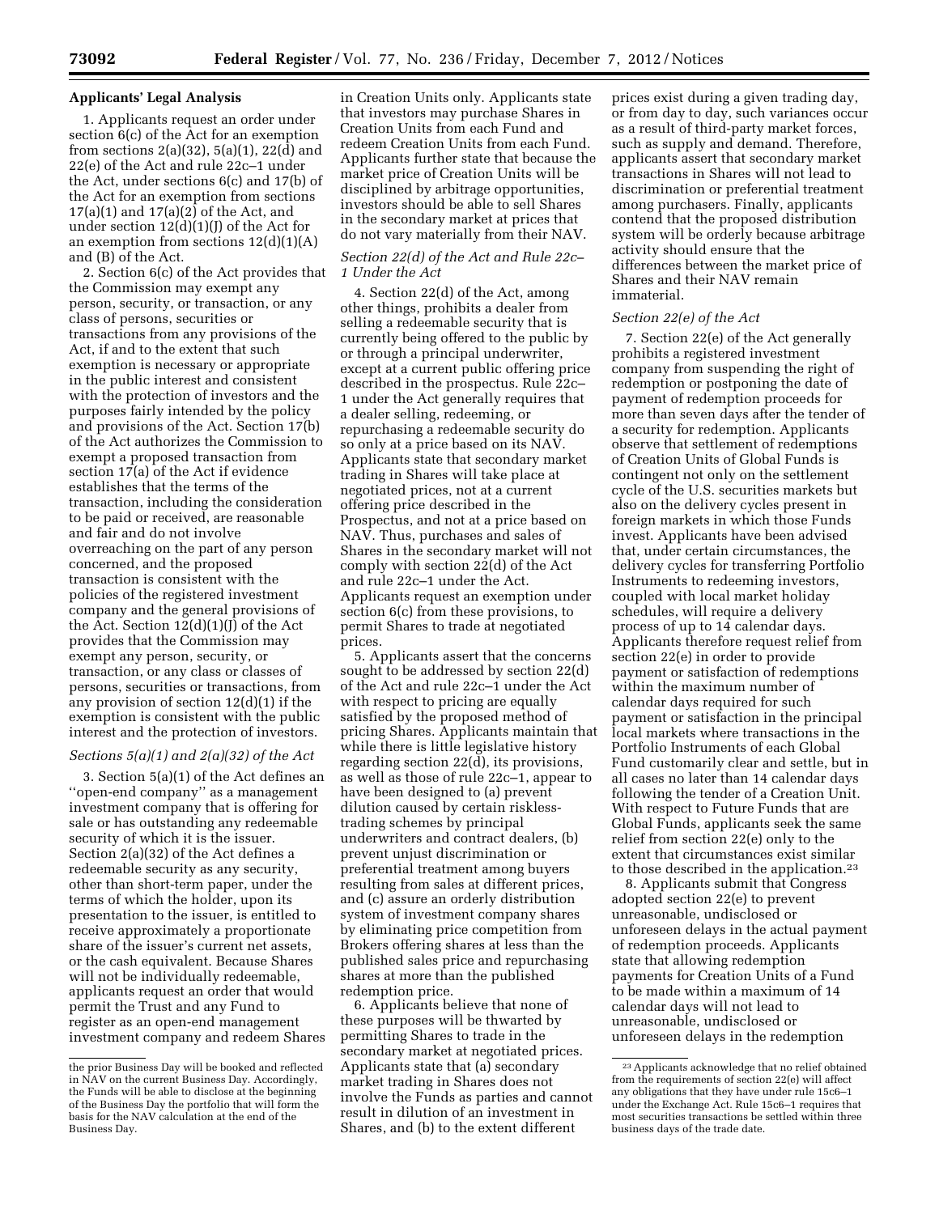the prior Business Day will be booked and reflected in NAV on the current Business Day. Accordingly, the Funds will be able to disclose at the beginning of the Business Day the portfolio that will form the basis for the NAV calculation at the end of the Business Day.

## Applicants' Legal Analysis

1. Applicants request an order under section 6(c) of the Act for an exemption from sections 2(a)(32), 5(a)(1), 22(d) and 22(e) of the Act and rule 22c–1 under the Act, under sections 6(c) and 17(b) of the Act for an exemption from sections 17(a)(1) and 17(a)(2) of the Act, and under section 12(d)(1)(J) of the Act for an exemption from sections 12(d)(1)(A) and (B) of the Act.

2. Section 6(c) of the Act provides that the Commission may exempt any person, security, or transaction, or any class of persons, securities or transactions from any provisions of the Act, if and to the extent that such exemption is necessary or appropriate in the public interest and consistent with the protection of investors and the purposes fairly intended by the policy and provisions of the Act. Section 17(b) of the Act authorizes the Commission to exempt a proposed transaction from section 17(a) of the Act if evidence establishes that the terms of the transaction, including the consideration to be paid or received, are reasonable and fair and do not involve overreaching on the part of any person concerned, and the proposed transaction is consistent with the policies of the registered investment company and the general provisions of the Act. Section 12(d)(1)(J) of the Act provides that the Commission may exempt any person, security, or transaction, or any class or classes of persons, securities or transactions, from any provision of section 12(d)(1) if the exemption is consistent with the public interest and the protection of investors.

### *Sections 5(a)(1) and 2(a)(32) of the Act*

3. Section 5(a)(1) of the Act defines an ''open-end company'' as a management investment company that is offering for sale or has outstanding any redeemable security of which it is the issuer. Section 2(a)(32) of the Act defines a redeemable security as any security, other than short-term paper, under the terms of which the holder, upon its presentation to the issuer, is entitled to receive approximately a proportionate share of the issuer's current net assets, or the cash equivalent. Because Shares will not be individually redeemable, applicants request an order that would permit the Trust and any Fund to register as an open-end management investment company and redeem Shares in Creation Units only. Applicants state that investors may purchase Shares in Creation Units from each Fund and redeem Creation Units from each Fund. Applicants further state that because the market price of Creation Units will be disciplined by arbitrage opportunities, investors should be able to sell Shares in the secondary market at prices that do not vary materially from their NAV.

### *Section 22(d) of the Act and Rule 22c–1 Under the Act*

4. Section 22(d) of the Act, among other things, prohibits a dealer from selling a redeemable security that is currently being offered to the public by or through a principal underwriter, except at a current public offering price described in the prospectus. Rule 22c–1 under the Act generally requires that a dealer selling, redeeming, or repurchasing a redeemable security do so only at a price based on its NAV. Applicants state that secondary market trading in Shares will take place at negotiated prices, not at a current offering price described in the Prospectus, and not at a price based on NAV. Thus, purchases and sales of Shares in the secondary market will not comply with section 22(d) of the Act and rule 22c–1 under the Act. Applicants request an exemption under section 6(c) from these provisions, to permit Shares to trade at negotiated prices.

5. Applicants assert that the concerns sought to be addressed by section 22(d) of the Act and rule 22c–1 under the Act with respect to pricing are equally satisfied by the proposed method of pricing Shares. Applicants maintain that while there is little legislative history regarding section 22(d), its provisions, as well as those of rule 22c–1, appear to have been designed to (a) prevent dilution caused by certain riskless-trading schemes by principal underwriters and contract dealers, (b) prevent unjust discrimination or preferential treatment among buyers resulting from sales at different prices, and (c) assure an orderly distribution system of investment company shares by eliminating price competition from Brokers offering shares at less than the published sales price and repurchasing shares at more than the published redemption price.

6. Applicants believe that none of these purposes will be thwarted by permitting Shares to trade in the secondary market at negotiated prices. Applicants state that (a) secondary market trading in Shares does not involve the Funds as parties and cannot result in dilution of an investment in Shares, and (b) to the extent different prices exist during a given trading day, or from day to day, such variances occur as a result of third-party market forces, such as supply and demand. Therefore, applicants assert that secondary market transactions in Shares will not lead to discrimination or preferential treatment among purchasers. Finally, applicants contend that the proposed distribution system will be orderly because arbitrage activity should ensure that the differences between the market price of Shares and their NAV remain immaterial.

### *Section 22(e) of the Act*

7. Section 22(e) of the Act generally prohibits a registered investment company from suspending the right of redemption or postponing the date of payment of redemption proceeds for more than seven days after the tender of a security for redemption. Applicants observe that settlement of redemptions of Creation Units of Global Funds is contingent not only on the settlement cycle of the U.S. securities markets but also on the delivery cycles present in foreign markets in which those Funds invest. Applicants have been advised that, under certain circumstances, the delivery cycles for transferring Portfolio Instruments to redeeming investors, coupled with local market holiday schedules, will require a delivery process of up to 14 calendar days. Applicants therefore request relief from section 22(e) in order to provide payment or satisfaction of redemptions within the maximum number of calendar days required for such payment or satisfaction in the principal local markets where transactions in the Portfolio Instruments of each Global Fund customarily clear and settle, but in all cases no later than 14 calendar days following the tender of a Creation Unit. With respect to Future Funds that are Global Funds, applicants seek the same relief from section 22(e) only to the extent that circumstances exist similar to those described in the application.[23]

8. Applicants submit that Congress adopted section 22(e) to prevent unreasonable, undisclosed or unforeseen delays in the actual payment of redemption proceeds. Applicants state that allowing redemption payments for Creation Units of a Fund to be made within a maximum of 14 calendar days will not lead to unreasonable, undisclosed or unforeseen delays in the redemption

[23] Applicants acknowledge that no relief obtained from the requirements of section 22(e) will affect any obligations that they have under rule 15c6–1 under the Exchange Act. Rule 15c6–1 requires that most securities transactions be settled within three business days of the trade date.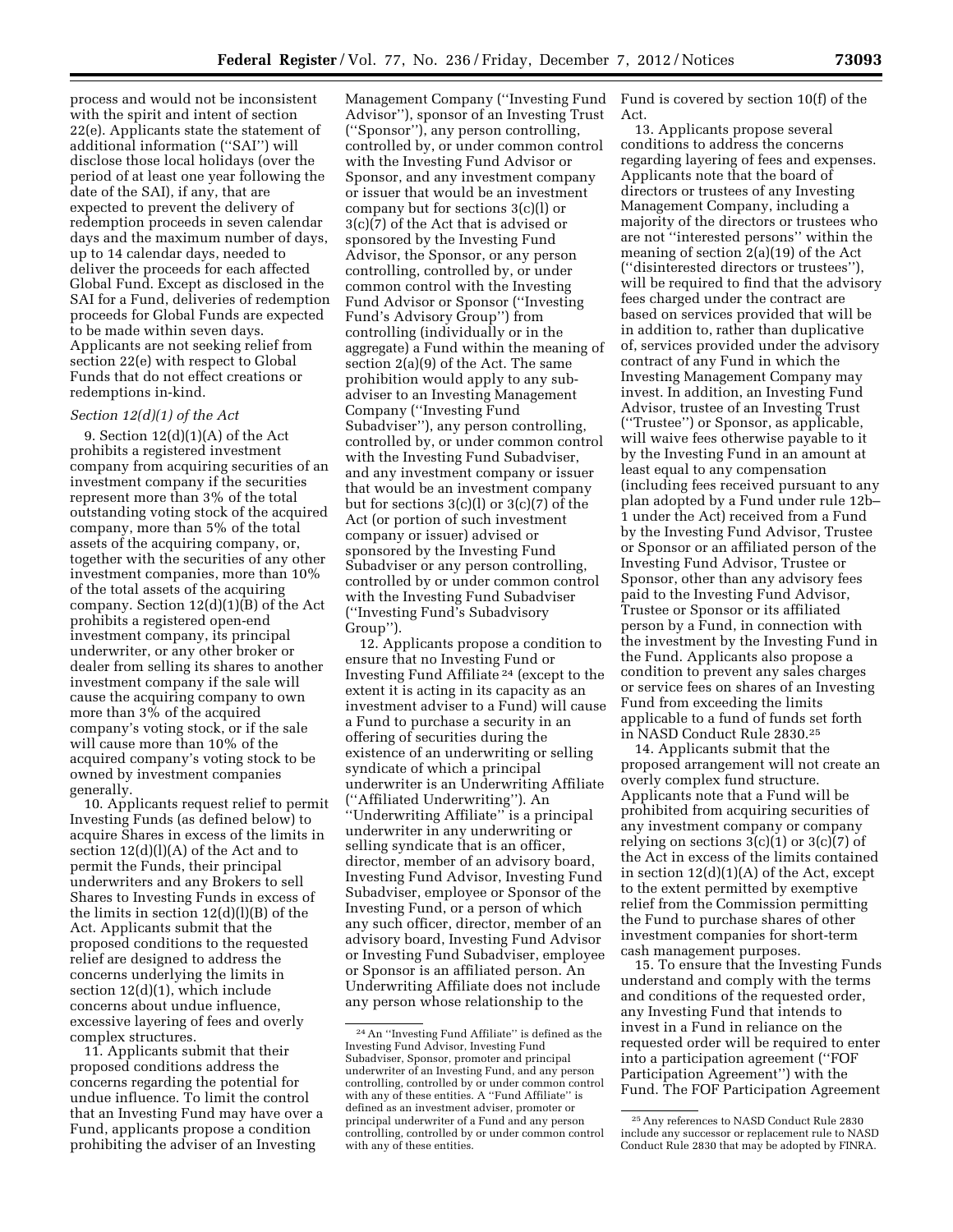process and would not be inconsistent with the spirit and intent of section 22(e). Applicants state the statement of additional information (''SAI'') will disclose those local holidays (over the period of at least one year following the date of the SAI), if any, that are expected to prevent the delivery of redemption proceeds in seven calendar days and the maximum number of days, up to 14 calendar days, needed to deliver the proceeds for each affected Global Fund. Except as disclosed in the SAI for a Fund, deliveries of redemption proceeds for Global Funds are expected to be made within seven days. Applicants are not seeking relief from section 22(e) with respect to Global Funds that do not effect creations or redemptions in-kind.

*Section 12(d)(1) of the Act*

9. Section 12(d)(1)(A) of the Act prohibits a registered investment company from acquiring securities of an investment company if the securities represent more than 3% of the total outstanding voting stock of the acquired company, more than 5% of the total assets of the acquiring company, or, together with the securities of any other investment companies, more than 10% of the total assets of the acquiring company. Section 12(d)(1)(B) of the Act prohibits a registered open-end investment company, its principal underwriter, or any other broker or dealer from selling its shares to another investment company if the sale will cause the acquiring company to own more than 3% of the acquired company's voting stock, or if the sale will cause more than 10% of the acquired company's voting stock to be owned by investment companies generally.

10. Applicants request relief to permit Investing Funds (as defined below) to acquire Shares in excess of the limits in section 12(d)(l)(A) of the Act and to permit the Funds, their principal underwriters and any Brokers to sell Shares to Investing Funds in excess of the limits in section 12(d)(l)(B) of the Act. Applicants submit that the proposed conditions to the requested relief are designed to address the concerns underlying the limits in section 12(d)(1), which include concerns about undue influence, excessive layering of fees and overly complex structures.

11. Applicants submit that their proposed conditions address the concerns regarding the potential for undue influence. To limit the control that an Investing Fund may have over a Fund, applicants propose a condition prohibiting the adviser of an Investing Management Company (''Investing Fund Advisor''), sponsor of an Investing Trust (''Sponsor''), any person controlling, controlled by, or under common control with the Investing Fund Advisor or Sponsor, and any investment company or issuer that would be an investment company but for sections 3(c)(l) or 3(c)(7) of the Act that is advised or sponsored by the Investing Fund Advisor, the Sponsor, or any person controlling, controlled by, or under common control with the Investing Fund Advisor or Sponsor (''Investing Fund's Advisory Group'') from controlling (individually or in the aggregate) a Fund within the meaning of section 2(a)(9) of the Act. The same prohibition would apply to any sub-adviser to an Investing Management Company (''Investing Fund Subadviser''), any person controlling, controlled by, or under common control with the Investing Fund Subadviser, and any investment company or issuer that would be an investment company but for sections 3(c)(l) or 3(c)(7) of the Act (or portion of such investment company or issuer) advised or sponsored by the Investing Fund Subadviser or any person controlling, controlled by or under common control with the Investing Fund Subadviser (''Investing Fund's Subadvisory Group'').

12. Applicants propose a condition to ensure that no Investing Fund or Investing Fund Affiliate [24] (except to the extent it is acting in its capacity as an investment adviser to a Fund) will cause a Fund to purchase a security in an offering of securities during the existence of an underwriting or selling syndicate of which a principal underwriter is an Underwriting Affiliate (''Affiliated Underwriting''). An ''Underwriting Affiliate'' is a principal underwriter in any underwriting or selling syndicate that is an officer, director, member of an advisory board, Investing Fund Advisor, Investing Fund Subadviser, employee or Sponsor of the Investing Fund, or a person of which any such officer, director, member of an advisory board, Investing Fund Advisor or Investing Fund Subadviser, employee or Sponsor is an affiliated person. An Underwriting Affiliate does not include any person whose relationship to the Fund is covered by section 10(f) of the Act.

13. Applicants propose several conditions to address the concerns regarding layering of fees and expenses. Applicants note that the board of directors or trustees of any Investing Management Company, including a majority of the directors or trustees who are not ''interested persons'' within the meaning of section 2(a)(19) of the Act (''disinterested directors or trustees''), will be required to find that the advisory fees charged under the contract are based on services provided that will be in addition to, rather than duplicative of, services provided under the advisory contract of any Fund in which the Investing Management Company may invest. In addition, an Investing Fund Advisor, trustee of an Investing Trust (''Trustee'') or Sponsor, as applicable, will waive fees otherwise payable to it by the Investing Fund in an amount at least equal to any compensation (including fees received pursuant to any plan adopted by a Fund under rule 12b–1 under the Act) received from a Fund by the Investing Fund Advisor, Trustee or Sponsor or an affiliated person of the Investing Fund Advisor, Trustee or Sponsor, other than any advisory fees paid to the Investing Fund Advisor, Trustee or Sponsor or its affiliated person by a Fund, in connection with the investment by the Investing Fund in the Fund. Applicants also propose a condition to prevent any sales charges or service fees on shares of an Investing Fund from exceeding the limits applicable to a fund of funds set forth in NASD Conduct Rule 2830.[25]

14. Applicants submit that the proposed arrangement will not create an overly complex fund structure. Applicants note that a Fund will be prohibited from acquiring securities of any investment company or company relying on sections 3(c)(1) or 3(c)(7) of the Act in excess of the limits contained in section 12(d)(1)(A) of the Act, except to the extent permitted by exemptive relief from the Commission permitting the Fund to purchase shares of other investment companies for short-term cash management purposes.

15. To ensure that the Investing Funds understand and comply with the terms and conditions of the requested order, any Investing Fund that intends to invest in a Fund in reliance on the requested order will be required to enter into a participation agreement (''FOF Participation Agreement'') with the Fund. The FOF Participation Agreement

---

[24] An ''Investing Fund Affiliate'' is defined as the Investing Fund Advisor, Investing Fund Subadviser, Sponsor, promoter and principal underwriter of an Investing Fund, and any person controlling, controlled by or under common control with any of these entities. A ''Fund Affiliate'' is defined as an investment adviser, promoter or principal underwriter of a Fund and any person controlling, controlled by or under common control with any of these entities.

[25] Any references to NASD Conduct Rule 2830 include any successor or replacement rule to NASD Conduct Rule 2830 that may be adopted by FINRA.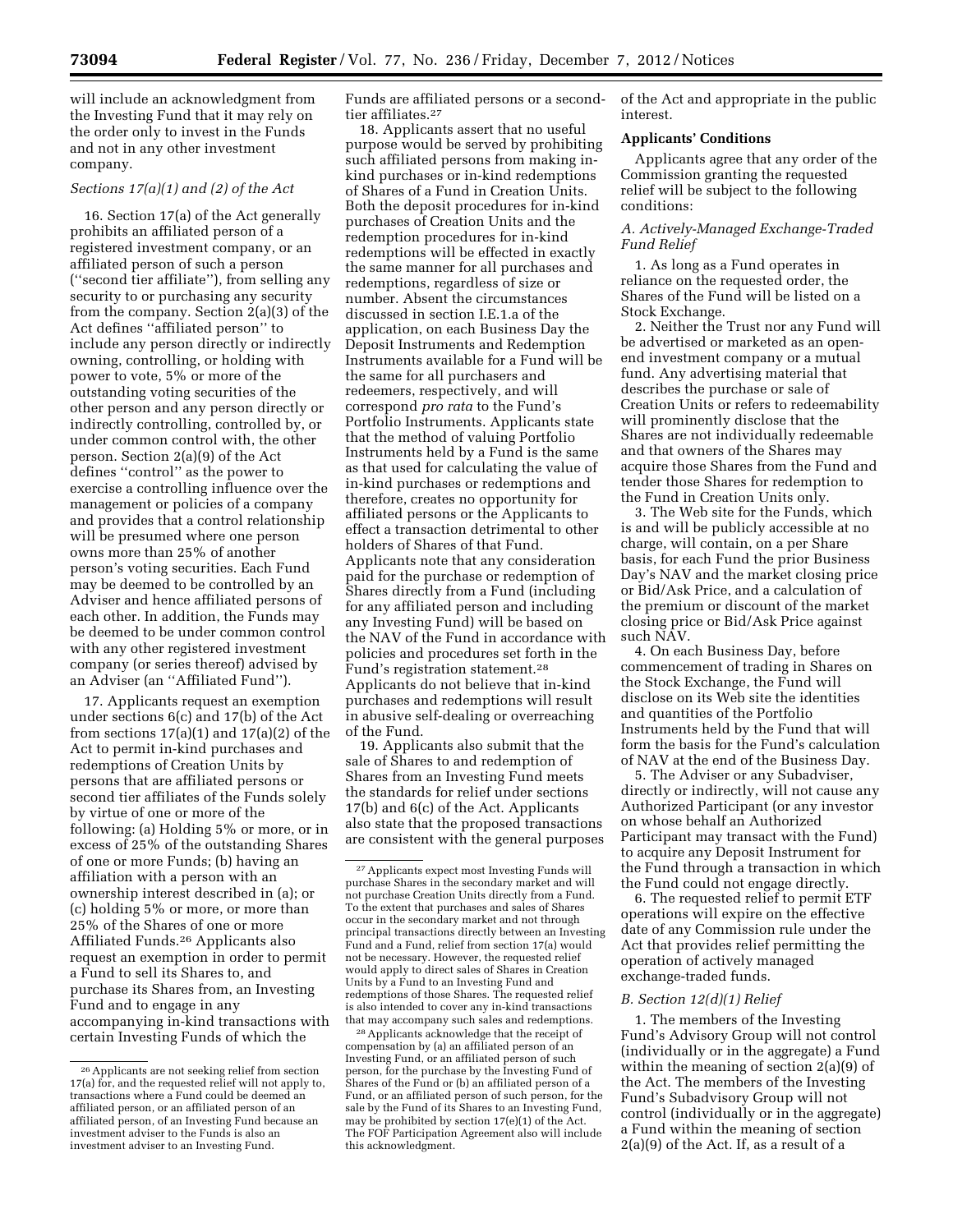will include an acknowledgment from the Investing Fund that it may rely on the order only to invest in the Funds and not in any other investment company.

*Sections 17(a)(1) and (2) of the Act*

16. Section 17(a) of the Act generally prohibits an affiliated person of a registered investment company, or an affiliated person of such a person (''second tier affiliate''), from selling any security to or purchasing any security from the company. Section 2(a)(3) of the Act defines ''affiliated person'' to include any person directly or indirectly owning, controlling, or holding with power to vote, 5% or more of the outstanding voting securities of the other person and any person directly or indirectly controlling, controlled by, or under common control with, the other person. Section 2(a)(9) of the Act defines ''control'' as the power to exercise a controlling influence over the management or policies of a company and provides that a control relationship will be presumed where one person owns more than 25% of another person's voting securities. Each Fund may be deemed to be controlled by an Adviser and hence affiliated persons of each other. In addition, the Funds may be deemed to be under common control with any other registered investment company (or series thereof) advised by an Adviser (an ''Affiliated Fund'').

17. Applicants request an exemption under sections 6(c) and 17(b) of the Act from sections 17(a)(1) and 17(a)(2) of the Act to permit in-kind purchases and redemptions of Creation Units by persons that are affiliated persons or second tier affiliates of the Funds solely by virtue of one or more of the following: (a) Holding 5% or more, or in excess of 25% of the outstanding Shares of one or more Funds; (b) having an affiliation with a person with an ownership interest described in (a); or (c) holding 5% or more, or more than 25% of the Shares of one or more Affiliated Funds.[26] Applicants also request an exemption in order to permit a Fund to sell its Shares to, and purchase its Shares from, an Investing Fund and to engage in any accompanying in-kind transactions with certain Investing Funds of which the Funds are affiliated persons or a second-tier affiliates.[27]

18. Applicants assert that no useful purpose would be served by prohibiting such affiliated persons from making in-kind purchases or in-kind redemptions of Shares of a Fund in Creation Units. Both the deposit procedures for in-kind purchases of Creation Units and the redemption procedures for in-kind redemptions will be effected in exactly the same manner for all purchases and redemptions, regardless of size or number. Absent the circumstances discussed in section I.E.1.a of the application, on each Business Day the Deposit Instruments and Redemption Instruments available for a Fund will be the same for all purchasers and redeemers, respectively, and will correspond *pro rata* to the Fund's Portfolio Instruments. Applicants state that the method of valuing Portfolio Instruments held by a Fund is the same as that used for calculating the value of in-kind purchases or redemptions and therefore, creates no opportunity for affiliated persons or the Applicants to effect a transaction detrimental to other holders of Shares of that Fund. Applicants note that any consideration paid for the purchase or redemption of Shares directly from a Fund (including for any affiliated person and including any Investing Fund) will be based on the NAV of the Fund in accordance with policies and procedures set forth in the Fund's registration statement.[28] Applicants do not believe that in-kind purchases and redemptions will result in abusive self-dealing or overreaching of the Fund.

19. Applicants also submit that the sale of Shares to and redemption of Shares from an Investing Fund meets the standards for relief under sections 17(b) and 6(c) of the Act. Applicants also state that the proposed transactions are consistent with the general purposes of the Act and appropriate in the public interest.

**Applicants' Conditions**

Applicants agree that any order of the Commission granting the requested relief will be subject to the following conditions:

*A. Actively-Managed Exchange-Traded Fund Relief*

1. As long as a Fund operates in reliance on the requested order, the Shares of the Fund will be listed on a Stock Exchange.

2. Neither the Trust nor any Fund will be advertised or marketed as an open-end investment company or a mutual fund. Any advertising material that describes the purchase or sale of Creation Units or refers to redeemability will prominently disclose that the Shares are not individually redeemable and that owners of the Shares may acquire those Shares from the Fund and tender those Shares for redemption to the Fund in Creation Units only.

3. The Web site for the Funds, which is and will be publicly accessible at no charge, will contain, on a per Share basis, for each Fund the prior Business Day's NAV and the market closing price or Bid/Ask Price, and a calculation of the premium or discount of the market closing price or Bid/Ask Price against such NAV.

4. On each Business Day, before commencement of trading in Shares on the Stock Exchange, the Fund will disclose on its Web site the identities and quantities of the Portfolio Instruments held by the Fund that will form the basis for the Fund's calculation of NAV at the end of the Business Day.

5. The Adviser or any Subadviser, directly or indirectly, will not cause any Authorized Participant (or any investor on whose behalf an Authorized Participant may transact with the Fund) to acquire any Deposit Instrument for the Fund through a transaction in which the Fund could not engage directly.

6. The requested relief to permit ETF operations will expire on the effective date of any Commission rule under the Act that provides relief permitting the operation of actively managed exchange-traded funds.

*B. Section 12(d)(1) Relief*

1. The members of the Investing Fund's Advisory Group will not control (individually or in the aggregate) a Fund within the meaning of section 2(a)(9) of the Act. The members of the Investing Fund's Subadvisory Group will not control (individually or in the aggregate) a Fund within the meaning of section 2(a)(9) of the Act. If, as a result of a

---

[26] Applicants are not seeking relief from section 17(a) for, and the requested relief will not apply to, transactions where a Fund could be deemed an affiliated person, or an affiliated person of an affiliated person, of an Investing Fund because an investment adviser to the Funds is also an investment adviser to an Investing Fund.

[27] Applicants expect most Investing Funds will purchase Shares in the secondary market and will not purchase Creation Units directly from a Fund. To the extent that purchases and sales of Shares occur in the secondary market and not through principal transactions directly between an Investing Fund and a Fund, relief from section 17(a) would not be necessary. However, the requested relief would apply to direct sales of Shares in Creation Units by a Fund to an Investing Fund and redemptions of those Shares. The requested relief is also intended to cover any in-kind transactions that may accompany such sales and redemptions.

[28] Applicants acknowledge that the receipt of compensation by (a) an affiliated person of an Investing Fund, or an affiliated person of such person, for the purchase by the Investing Fund of Shares of the Fund or (b) an affiliated person of a Fund, or an affiliated person of such person, for the sale by the Fund of its Shares to an Investing Fund, may be prohibited by section 17(e)(1) of the Act. The FOF Participation Agreement also will include this acknowledgment.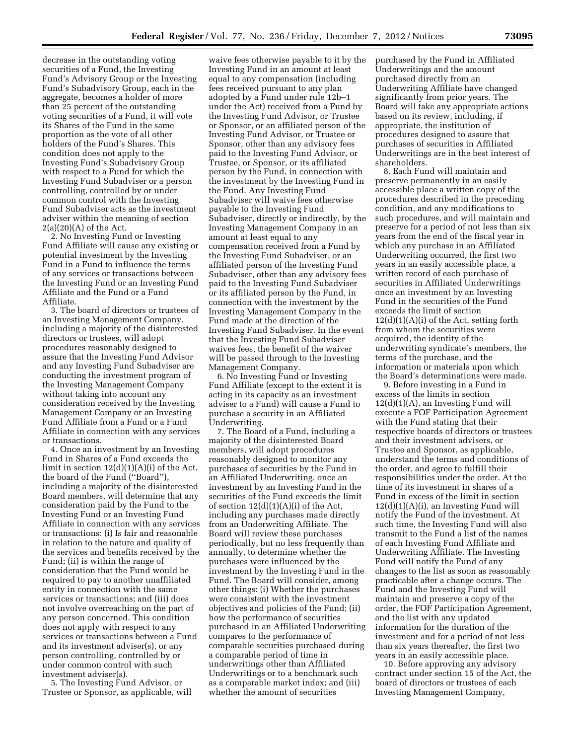decrease in the outstanding voting securities of a Fund, the Investing Fund's Advisory Group or the Investing Fund's Subadvisory Group, each in the aggregate, becomes a holder of more than 25 percent of the outstanding voting securities of a Fund, it will vote its Shares of the Fund in the same proportion as the vote of all other holders of the Fund's Shares. This condition does not apply to the Investing Fund's Subadvisory Group with respect to a Fund for which the Investing Fund Subadviser or a person controlling, controlled by or under common control with the Investing Fund Subadviser acts as the investment adviser within the meaning of section 2(a)(20)(A) of the Act.

2. No Investing Fund or Investing Fund Affiliate will cause any existing or potential investment by the Investing Fund in a Fund to influence the terms of any services or transactions between the Investing Fund or an Investing Fund Affiliate and the Fund or a Fund Affiliate.

3. The board of directors or trustees of an Investing Management Company, including a majority of the disinterested directors or trustees, will adopt procedures reasonably designed to assure that the Investing Fund Advisor and any Investing Fund Subadviser are conducting the investment program of the Investing Management Company without taking into account any consideration received by the Investing Management Company or an Investing Fund Affiliate from a Fund or a Fund Affiliate in connection with any services or transactions.

4. Once an investment by an Investing Fund in Shares of a Fund exceeds the limit in section 12(d)(1)(A)(i) of the Act, the board of the Fund (''Board''), including a majority of the disinterested Board members, will determine that any consideration paid by the Fund to the Investing Fund or an Investing Fund Affiliate in connection with any services or transactions: (i) Is fair and reasonable in relation to the nature and quality of the services and benefits received by the Fund; (ii) is within the range of consideration that the Fund would be required to pay to another unaffiliated entity in connection with the same services or transactions; and (iii) does not involve overreaching on the part of any person concerned. This condition does not apply with respect to any services or transactions between a Fund and its investment adviser(s), or any person controlling, controlled by or under common control with such investment adviser(s).

5. The Investing Fund Advisor, or Trustee or Sponsor, as applicable, will waive fees otherwise payable to it by the Investing Fund in an amount at least equal to any compensation (including fees received pursuant to any plan adopted by a Fund under rule 12b–1 under the Act) received from a Fund by the Investing Fund Advisor, or Trustee or Sponsor, or an affiliated person of the Investing Fund Advisor, or Trustee or Sponsor, other than any advisory fees paid to the Investing Fund Advisor, or Trustee, or Sponsor, or its affiliated person by the Fund, in connection with the investment by the Investing Fund in the Fund. Any Investing Fund Subadviser will waive fees otherwise payable to the Investing Fund Subadviser, directly or indirectly, by the Investing Management Company in an amount at least equal to any compensation received from a Fund by the Investing Fund Subadviser, or an affiliated person of the Investing Fund Subadviser, other than any advisory fees paid to the Investing Fund Subadviser or its affiliated person by the Fund, in connection with the investment by the Investing Management Company in the Fund made at the direction of the Investing Fund Subadviser. In the event that the Investing Fund Subadviser waives fees, the benefit of the waiver will be passed through to the Investing Management Company.

6. No Investing Fund or Investing Fund Affiliate (except to the extent it is acting in its capacity as an investment adviser to a Fund) will cause a Fund to purchase a security in an Affiliated Underwriting.

7. The Board of a Fund, including a majority of the disinterested Board members, will adopt procedures reasonably designed to monitor any purchases of securities by the Fund in an Affiliated Underwriting, once an investment by an Investing Fund in the securities of the Fund exceeds the limit of section 12(d)(1)(A)(i) of the Act, including any purchases made directly from an Underwriting Affiliate. The Board will review these purchases periodically, but no less frequently than annually, to determine whether the purchases were influenced by the investment by the Investing Fund in the Fund. The Board will consider, among other things: (i) Whether the purchases were consistent with the investment objectives and policies of the Fund; (ii) how the performance of securities purchased in an Affiliated Underwriting compares to the performance of comparable securities purchased during a comparable period of time in underwritings other than Affiliated Underwritings or to a benchmark such as a comparable market index; and (iii) whether the amount of securities purchased by the Fund in Affiliated Underwritings and the amount purchased directly from an Underwriting Affiliate have changed significantly from prior years. The Board will take any appropriate actions based on its review, including, if appropriate, the institution of procedures designed to assure that purchases of securities in Affiliated Underwritings are in the best interest of shareholders.

8. Each Fund will maintain and preserve permanently in an easily accessible place a written copy of the procedures described in the preceding condition, and any modifications to such procedures, and will maintain and preserve for a period of not less than six years from the end of the fiscal year in which any purchase in an Affiliated Underwriting occurred, the first two years in an easily accessible place, a written record of each purchase of securities in Affiliated Underwritings once an investment by an Investing Fund in the securities of the Fund exceeds the limit of section 12(d)(1)(A)(i) of the Act, setting forth from whom the securities were acquired, the identity of the underwriting syndicate's members, the terms of the purchase, and the information or materials upon which the Board's determinations were made.

9. Before investing in a Fund in excess of the limits in section 12(d)(1)(A), an Investing Fund will execute a FOF Participation Agreement with the Fund stating that their respective boards of directors or trustees and their investment advisers, or Trustee and Sponsor, as applicable, understand the terms and conditions of the order, and agree to fulfill their responsibilities under the order. At the time of its investment in shares of a Fund in excess of the limit in section 12(d)(1)(A)(i), an Investing Fund will notify the Fund of the investment. At such time, the Investing Fund will also transmit to the Fund a list of the names of each Investing Fund Affiliate and Underwriting Affiliate. The Investing Fund will notify the Fund of any changes to the list as soon as reasonably practicable after a change occurs. The Fund and the Investing Fund will maintain and preserve a copy of the order, the FOF Participation Agreement, and the list with any updated information for the duration of the investment and for a period of not less than six years thereafter, the first two years in an easily accessible place.

10. Before approving any advisory contract under section 15 of the Act, the board of directors or trustees of each Investing Management Company,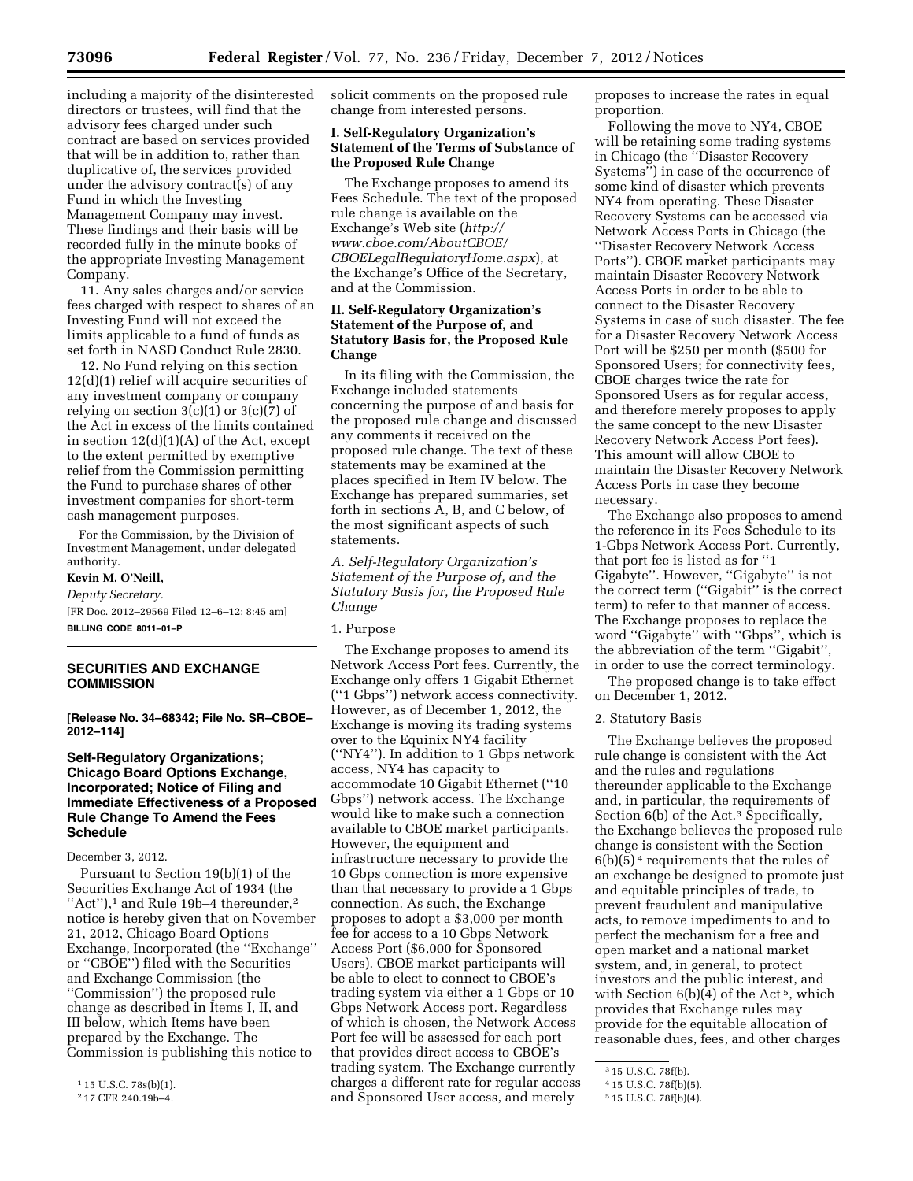including a majority of the disinterested directors or trustees, will find that the advisory fees charged under such contract are based on services provided that will be in addition to, rather than duplicative of, the services provided under the advisory contract(s) of any Fund in which the Investing Management Company may invest. These findings and their basis will be recorded fully in the minute books of the appropriate Investing Management Company.

11. Any sales charges and/or service fees charged with respect to shares of an Investing Fund will not exceed the limits applicable to a fund of funds as set forth in NASD Conduct Rule 2830.

12. No Fund relying on this section 12(d)(1) relief will acquire securities of any investment company or company relying on section 3(c)(1) or 3(c)(7) of the Act in excess of the limits contained in section 12(d)(1)(A) of the Act, except to the extent permitted by exemptive relief from the Commission permitting the Fund to purchase shares of other investment companies for short-term cash management purposes.

For the Commission, by the Division of Investment Management, under delegated authority.

**Kevin M. O'Neill,**

*Deputy Secretary.*

[FR Doc. 2012–29569 Filed 12–6–12; 8:45 am]

**BILLING CODE 8011–01–P**

## SECURITIES AND EXCHANGE COMMISSION

**[Release No. 34–68342; File No. SR–CBOE–2012–114]**

## Self-Regulatory Organizations; Chicago Board Options Exchange, Incorporated; Notice of Filing and Immediate Effectiveness of a Proposed Rule Change To Amend the Fees Schedule

December 3, 2012.

Pursuant to Section 19(b)(1) of the Securities Exchange Act of 1934 (the "Act"),[1] and Rule 19b–4 thereunder,[2] notice is hereby given that on November 21, 2012, Chicago Board Options Exchange, Incorporated (the "Exchange" or "CBOE") filed with the Securities and Exchange Commission (the "Commission") the proposed rule change as described in Items I, II, and III below, which Items have been prepared by the Exchange. The Commission is publishing this notice to solicit comments on the proposed rule change from interested persons.

### I. Self-Regulatory Organization's Statement of the Terms of Substance of the Proposed Rule Change

The Exchange proposes to amend its Fees Schedule. The text of the proposed rule change is available on the Exchange's Web site (*http://www.cboe.com/AboutCBOE/CBOELegalRegulatoryHome.aspx*), at the Exchange's Office of the Secretary, and at the Commission.

### II. Self-Regulatory Organization's Statement of the Purpose of, and Statutory Basis for, the Proposed Rule Change

In its filing with the Commission, the Exchange included statements concerning the purpose of and basis for the proposed rule change and discussed any comments it received on the proposed rule change. The text of these statements may be examined at the places specified in Item IV below. The Exchange has prepared summaries, set forth in sections A, B, and C below, of the most significant aspects of such statements.

*A. Self-Regulatory Organization's Statement of the Purpose of, and the Statutory Basis for, the Proposed Rule Change*

1. Purpose

The Exchange proposes to amend its Network Access Port fees. Currently, the Exchange only offers 1 Gigabit Ethernet ("1 Gbps") network access connectivity. However, as of December 1, 2012, the Exchange is moving its trading systems over to the Equinix NY4 facility ("NY4"). In addition to 1 Gbps network access, NY4 has capacity to accommodate 10 Gigabit Ethernet ("10 Gbps") network access. The Exchange would like to make such a connection available to CBOE market participants. However, the equipment and infrastructure necessary to provide the 10 Gbps connection is more expensive than that necessary to provide a 1 Gbps connection. As such, the Exchange proposes to adopt a $3,000 per month fee for access to a 10 Gbps Network Access Port ($6,000 for Sponsored Users). CBOE market participants will be able to elect to connect to CBOE's trading system via either a 1 Gbps or 10 Gbps Network Access port. Regardless of which is chosen, the Network Access Port fee will be assessed for each port that provides direct access to CBOE's trading system. The Exchange currently charges a different rate for regular access and Sponsored User access, and merely proposes to increase the rates in equal proportion.

Following the move to NY4, CBOE will be retaining some trading systems in Chicago (the "Disaster Recovery Systems") in case of the occurrence of some kind of disaster which prevents NY4 from operating. These Disaster Recovery Systems can be accessed via Network Access Ports in Chicago (the "Disaster Recovery Network Access Ports"). CBOE market participants may maintain Disaster Recovery Network Access Ports in order to be able to connect to the Disaster Recovery Systems in case of such disaster. The fee for a Disaster Recovery Network Access Port will be $250 per month ($500 for Sponsored Users; for connectivity fees, CBOE charges twice the rate for Sponsored Users as for regular access, and therefore merely proposes to apply the same concept to the new Disaster Recovery Network Access Port fees). This amount will allow CBOE to maintain the Disaster Recovery Network Access Ports in case they become necessary.

The Exchange also proposes to amend the reference in its Fees Schedule to its 1-Gbps Network Access Port. Currently, that port fee is listed as for "1 Gigabyte". However, "Gigabyte" is not the correct term ("Gigabit" is the correct term) to refer to that manner of access. The Exchange proposes to replace the word "Gigabyte" with "Gbps", which is the abbreviation of the term "Gigabit", in order to use the correct terminology.

The proposed change is to take effect on December 1, 2012.

2. Statutory Basis

The Exchange believes the proposed rule change is consistent with the Act and the rules and regulations thereunder applicable to the Exchange and, in particular, the requirements of Section 6(b) of the Act.[3] Specifically, the Exchange believes the proposed rule change is consistent with the Section 6(b)(5)[4] requirements that the rules of an exchange be designed to promote just and equitable principles of trade, to prevent fraudulent and manipulative acts, to remove impediments to and to perfect the mechanism for a free and open market and a national market system, and, in general, to protect investors and the public interest, and with Section 6(b)(4) of the Act[5], which provides that Exchange rules may provide for the equitable allocation of reasonable dues, fees, and other charges

[1] 15 U.S.C. 78s(b)(1).

[2] 17 CFR 240.19b–4.

[3] 15 U.S.C. 78f(b).

[4] 15 U.S.C. 78f(b)(5).

[5] 15 U.S.C. 78f(b)(4).